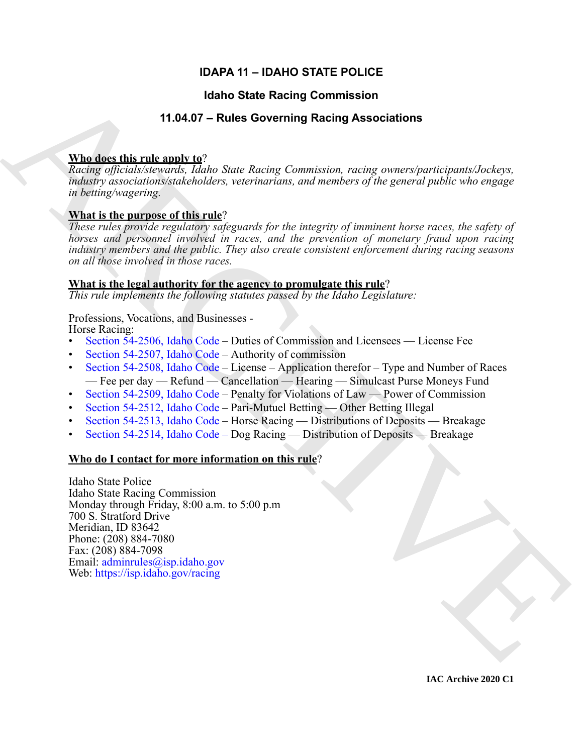# IDAPA 11 – IDAHO STATE POLICE

## Idaho State Racing Commission

## 11.04.07 – Rules Governing Racing Associations

**Who does this rule apply to**?
*Racing officials/stewards, Idaho State Racing Commission, racing owners/participants/Jockeys, industry associations/stakeholders, veterinarians, and members of the general public who engage in betting/wagering.*

**What is the purpose of this rule**?
*These rules provide regulatory safeguards for the integrity of imminent horse races, the safety of horses and personnel involved in races, and the prevention of monetary fraud upon racing industry members and the public. They also create consistent enforcement during racing seasons on all those involved in those races.*

**What is the legal authority for the agency to promulgate this rule**?
*This rule implements the following statutes passed by the Idaho Legislature:*

Professions, Vocations, and Businesses -
Horse Racing:

- Section 54-2506, Idaho Code – Duties of Commission and Licensees — License Fee
- Section 54-2507, Idaho Code – Authority of commission
- Section 54-2508, Idaho Code – License – Application therefor – Type and Number of Races — Fee per day — Refund — Cancellation — Hearing — Simulcast Purse Moneys Fund
- Section 54-2509, Idaho Code – Penalty for Violations of Law — Power of Commission
- Section 54-2512, Idaho Code – Pari-Mutuel Betting — Other Betting Illegal
- Section 54-2513, Idaho Code – Horse Racing — Distributions of Deposits — Breakage
- Section 54-2514, Idaho Code – Dog Racing — Distribution of Deposits — Breakage

**Who do I contact for more information on this rule**?

Idaho State Police
Idaho State Racing Commission
Monday through Friday, 8:00 a.m. to 5:00 p.m
700 S. Stratford Drive
Meridian, ID 83642
Phone: (208) 884-7080
Fax: (208) 884-7098
Email: adminrules@isp.idaho.gov
Web: https://isp.idaho.gov/racing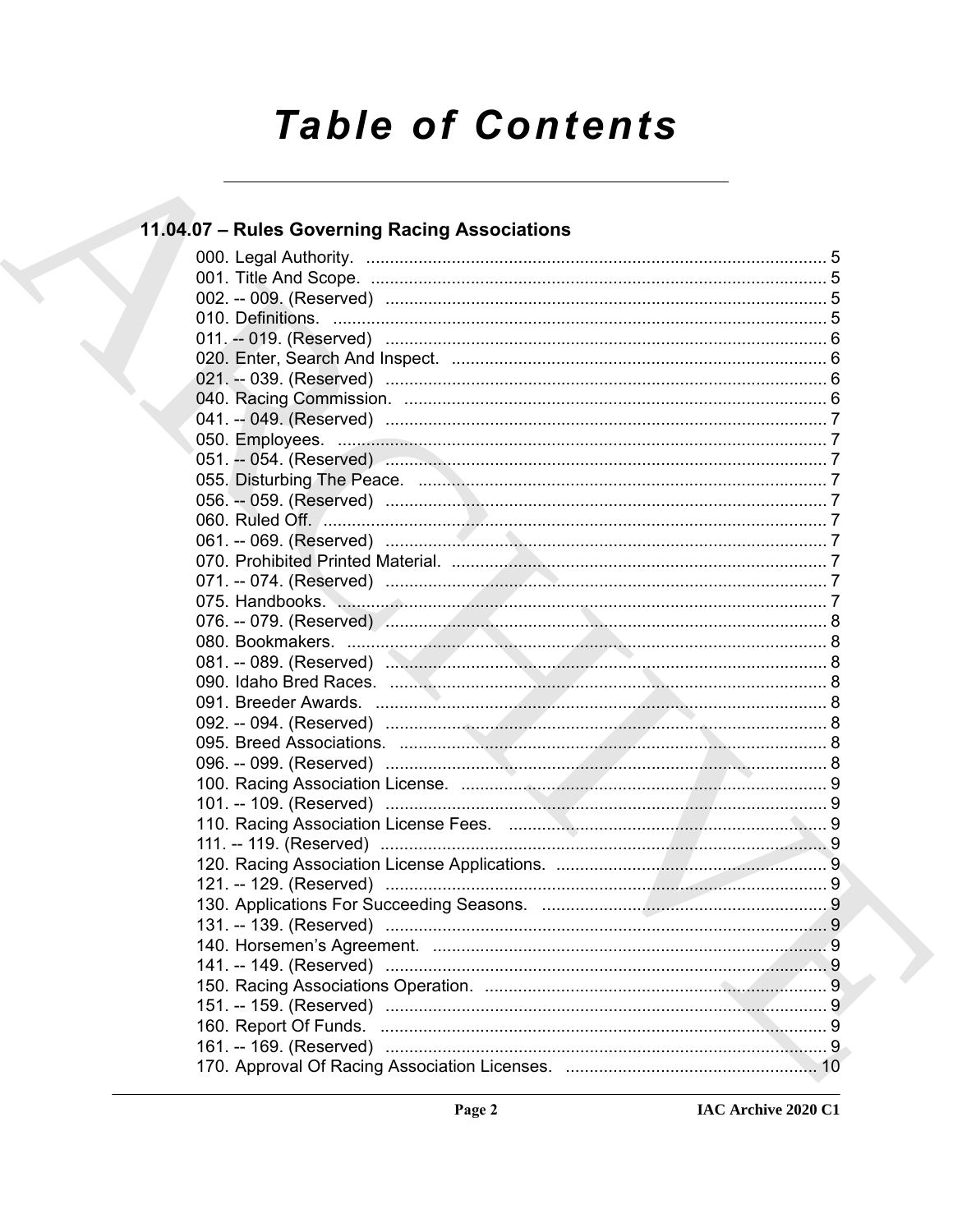# Table of Contents

## 11.04.07 – Rules Governing Racing Associations

000. Legal Authority. ..... 5
001. Title And Scope. ..... 5
002. -- 009. (Reserved) ..... 5
010. Definitions. ..... 5
011. -- 019. (Reserved) ..... 6
020. Enter, Search And Inspect. ..... 6
021. -- 039. (Reserved) ..... 6
040. Racing Commission. ..... 6
041. -- 049. (Reserved) ..... 7
050. Employees. ..... 7
051. -- 054. (Reserved) ..... 7
055. Disturbing The Peace. ..... 7
056. -- 059. (Reserved) ..... 7
060. Ruled Off. ..... 7
061. -- 069. (Reserved) ..... 7
070. Prohibited Printed Material. ..... 7
071. -- 074. (Reserved) ..... 7
075. Handbooks. ..... 7
076. -- 079. (Reserved) ..... 8
080. Bookmakers. ..... 8
081. -- 089. (Reserved) ..... 8
090. Idaho Bred Races. ..... 8
091. Breeder Awards. ..... 8
092. -- 094. (Reserved) ..... 8
095. Breed Associations. ..... 8
096. -- 099. (Reserved) ..... 8
100. Racing Association License. ..... 9
101. -- 109. (Reserved) ..... 9
110. Racing Association License Fees. ..... 9
111. -- 119. (Reserved) ..... 9
120. Racing Association License Applications. ..... 9
121. -- 129. (Reserved) ..... 9
130. Applications For Succeeding Seasons. ..... 9
131. -- 139. (Reserved) ..... 9
140. Horsemen's Agreement. ..... 9
141. -- 149. (Reserved) ..... 9
150. Racing Associations Operation. ..... 9
151. -- 159. (Reserved) ..... 9
160. Report Of Funds. ..... 9
161. -- 169. (Reserved) ..... 9
170. Approval Of Racing Association Licenses. ..... 10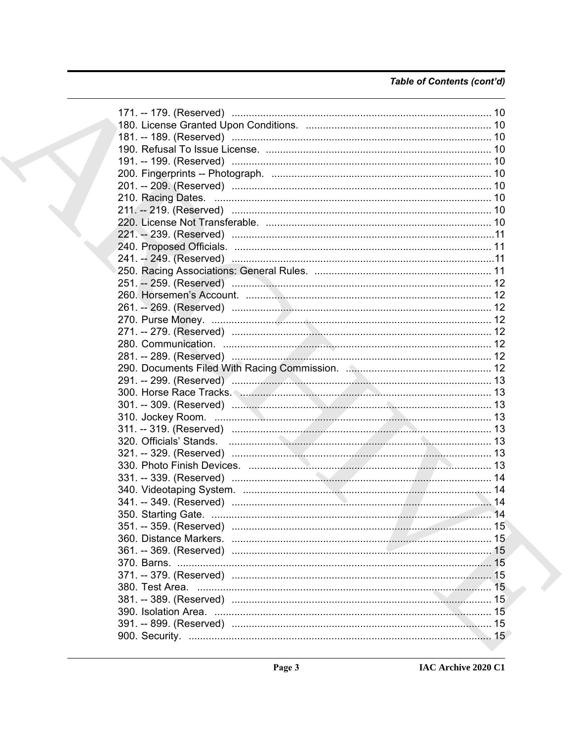*Table of Contents (cont'd)*

171. -- 179. (Reserved) ........................................................................................... 10
180. License Granted Upon Conditions. ................................................................. 10
181. -- 189. (Reserved) ........................................................................................... 10
190. Refusal To Issue License. ............................................................................... 10
191. -- 199. (Reserved) ........................................................................................... 10
200. Fingerprints -- Photograph. ............................................................................. 10
201. -- 209. (Reserved) ........................................................................................... 10
210. Racing Dates. ................................................................................................. 10
211. -- 219. (Reserved) ........................................................................................... 10
220. License Not Transferable. ............................................................................... 10
221. -- 239. (Reserved) ........................................................................................... 11
240. Proposed Officials. .......................................................................................... 11
241. -- 249. (Reserved) ........................................................................................... 11
250. Racing Associations: General Rules. .............................................................. 11
251. -- 259. (Reserved) ........................................................................................... 12
260. Horsemen's Account. ...................................................................................... 12
261. -- 269. (Reserved) ........................................................................................... 12
270. Purse Money. .................................................................................................. 12
271. -- 279. (Reserved) ........................................................................................... 12
280. Communication. .............................................................................................. 12
281. -- 289. (Reserved) ........................................................................................... 12
290. Documents Filed With Racing Commission. ................................................... 12
291. -- 299. (Reserved) ........................................................................................... 13
300. Horse Race Tracks. ......................................................................................... 13
301. -- 309. (Reserved) ........................................................................................... 13
310. Jockey Room. .................................................................................................. 13
311. -- 319. (Reserved) ........................................................................................... 13
320. Officials' Stands. ............................................................................................. 13
321. -- 329. (Reserved) ........................................................................................... 13
330. Photo Finish Devices. ...................................................................................... 13
331. -- 339. (Reserved) ........................................................................................... 14
340. Videotaping System. ....................................................................................... 14
341. -- 349. (Reserved) ........................................................................................... 14
350. Starting Gate. .................................................................................................. 14
351. -- 359. (Reserved) ........................................................................................... 15
360. Distance Markers. ........................................................................................... 15
361. -- 369. (Reserved) ........................................................................................... 15
370. Barns. .............................................................................................................. 15
371. -- 379. (Reserved) ........................................................................................... 15
380. Test Area. ........................................................................................................ 15
381. -- 389. (Reserved) ........................................................................................... 15
390. Isolation Area. ................................................................................................. 15
391. -- 899. (Reserved) ........................................................................................... 15
900. Security. ........................................................................................................... 15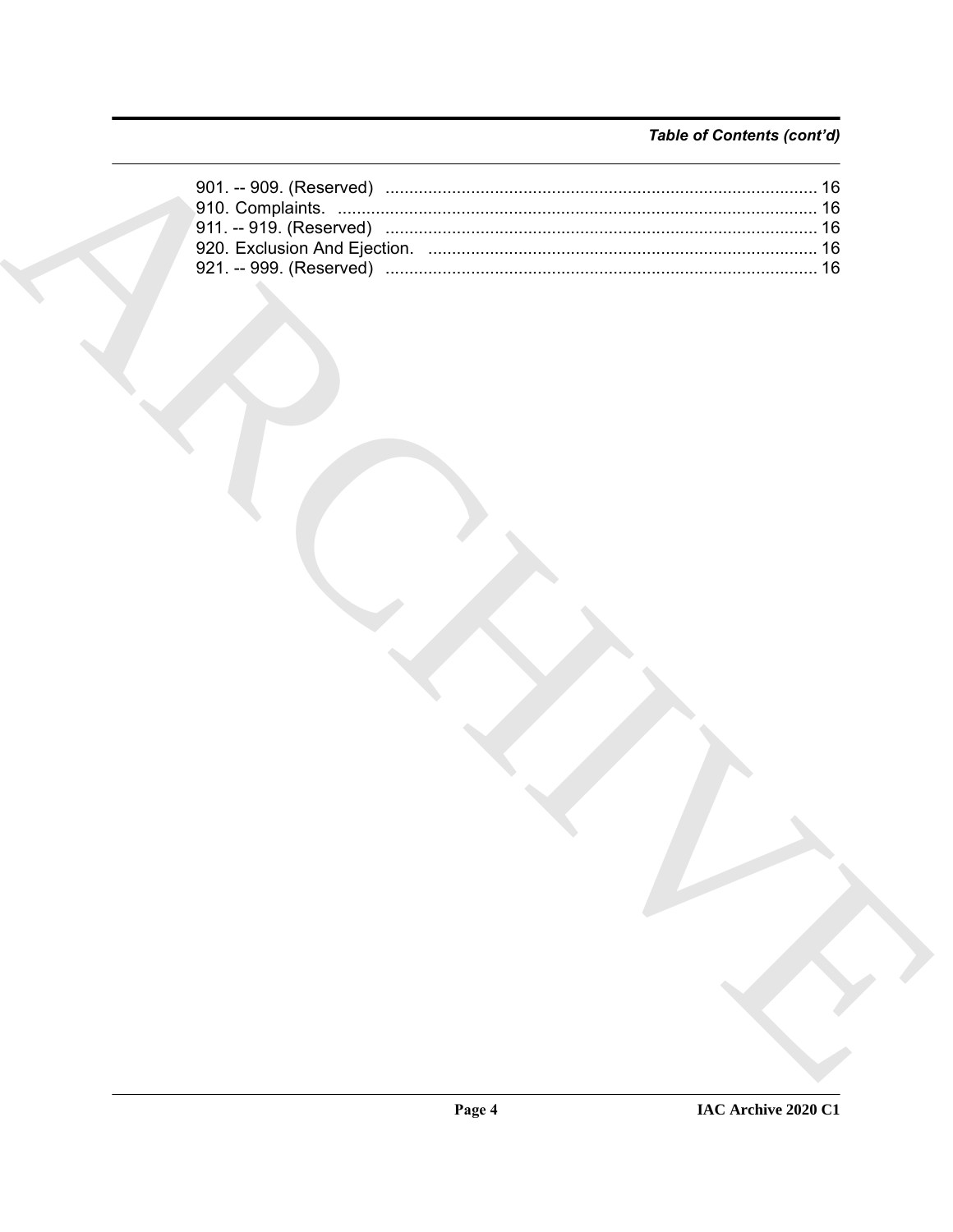*Table of Contents (cont'd)*

901. -- 909. (Reserved) .......................................................................................... 16
910. Complaints. .................................................................................................... 16
911. -- 919. (Reserved) .......................................................................................... 16
920. Exclusion And Ejection. .................................................................................. 16
921. -- 999. (Reserved) .......................................................................................... 16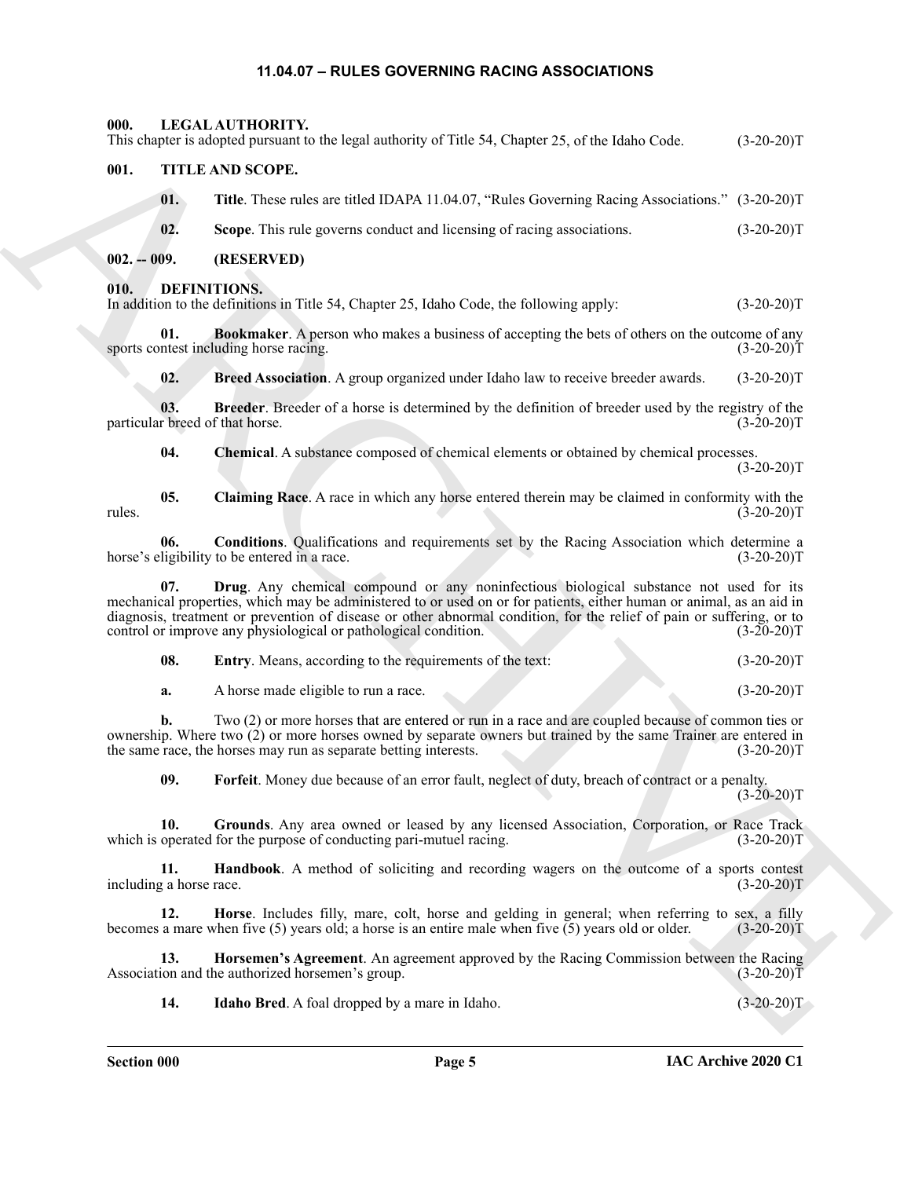# 11.04.07 – RULES GOVERNING RACING ASSOCIATIONS

**000. LEGAL AUTHORITY.**

This chapter is adopted pursuant to the legal authority of Title 54, Chapter 25, of the Idaho Code. (3-20-20)T

**001. TITLE AND SCOPE.**

**01. Title**. These rules are titled IDAPA 11.04.07, "Rules Governing Racing Associations." (3-20-20)T

**02. Scope**. This rule governs conduct and licensing of racing associations. (3-20-20)T

**002. -- 009. (RESERVED)**

**010. DEFINITIONS.**

In addition to the definitions in Title 54, Chapter 25, Idaho Code, the following apply: (3-20-20)T

**01. Bookmaker**. A person who makes a business of accepting the bets of others on the outcome of any sports contest including horse racing. (3-20-20)T

**02. Breed Association**. A group organized under Idaho law to receive breeder awards. (3-20-20)T

**03. Breeder**. Breeder of a horse is determined by the definition of breeder used by the registry of the particular breed of that horse. (3-20-20)T

**04. Chemical**. A substance composed of chemical elements or obtained by chemical processes. (3-20-20)T

**05. Claiming Race**. A race in which any horse entered therein may be claimed in conformity with the rules. (3-20-20)T

**06. Conditions**. Qualifications and requirements set by the Racing Association which determine a horse's eligibility to be entered in a race. (3-20-20)T

**07. Drug**. Any chemical compound or any noninfectious biological substance not used for its mechanical properties, which may be administered to or used on or for patients, either human or animal, as an aid in diagnosis, treatment or prevention of disease or other abnormal condition, for the relief of pain or suffering, or to control or improve any physiological or pathological condition. (3-20-20)T

**08. Entry**. Means, according to the requirements of the text: (3-20-20)T

**a.** A horse made eligible to run a race. (3-20-20)T

**b.** Two (2) or more horses that are entered or run in a race and are coupled because of common ties or ownership. Where two (2) or more horses owned by separate owners but trained by the same Trainer are entered in the same race, the horses may run as separate betting interests. (3-20-20)T

**09. Forfeit**. Money due because of an error fault, neglect of duty, breach of contract or a penalty. (3-20-20)T

**10. Grounds**. Any area owned or leased by any licensed Association, Corporation, or Race Track which is operated for the purpose of conducting pari-mutuel racing. (3-20-20)T

**11. Handbook**. A method of soliciting and recording wagers on the outcome of a sports contest including a horse race. (3-20-20)T

**12. Horse**. Includes filly, mare, colt, horse and gelding in general; when referring to sex, a filly becomes a mare when five (5) years old; a horse is an entire male when five (5) years old or older. (3-20-20)T

**13. Horsemen's Agreement**. An agreement approved by the Racing Commission between the Racing Association and the authorized horsemen's group. (3-20-20)T

**14. Idaho Bred**. A foal dropped by a mare in Idaho. (3-20-20)T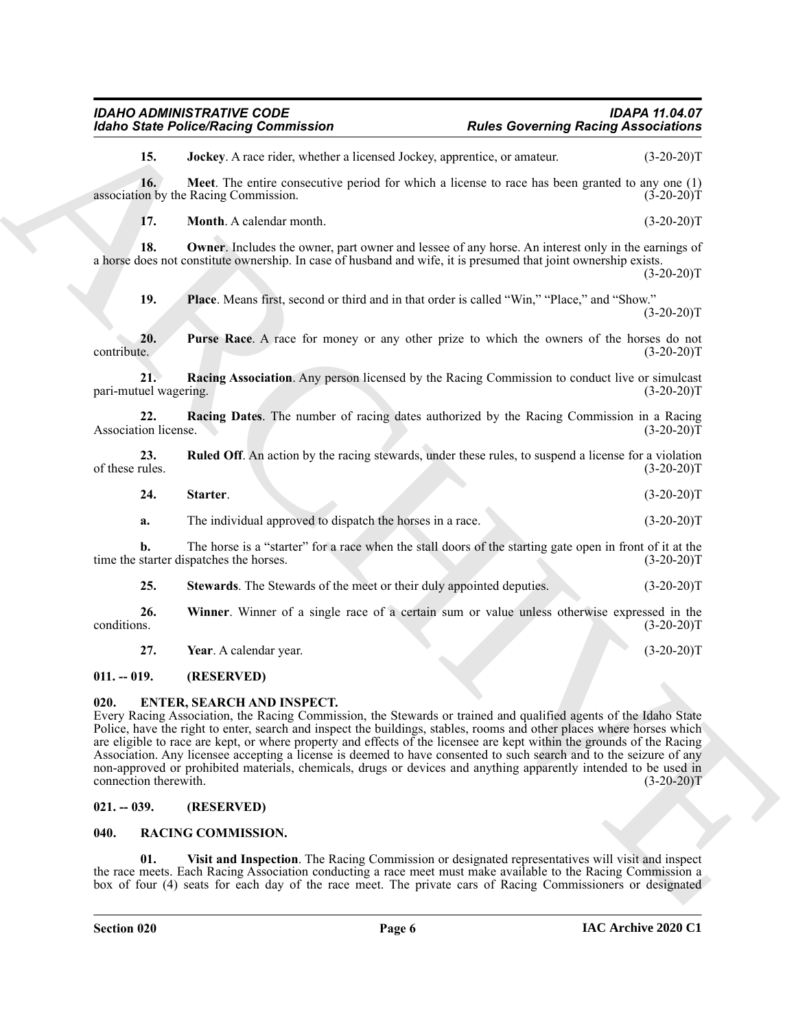**15. Jockey**. A race rider, whether a licensed Jockey, apprentice, or amateur. (3-20-20)T

**16. Meet**. The entire consecutive period for which a license to race has been granted to any one (1) association by the Racing Commission. (3-20-20)T

**17. Month**. A calendar month. (3-20-20)T

**18. Owner**. Includes the owner, part owner and lessee of any horse. An interest only in the earnings of a horse does not constitute ownership. In case of husband and wife, it is presumed that joint ownership exists. (3-20-20)T

**19. Place**. Means first, second or third and in that order is called "Win," "Place," and "Show." (3-20-20)T

**20. Purse Race**. A race for money or any other prize to which the owners of the horses do not contribute. (3-20-20)T

**21. Racing Association**. Any person licensed by the Racing Commission to conduct live or simulcast pari-mutuel wagering. (3-20-20)T

**22. Racing Dates**. The number of racing dates authorized by the Racing Commission in a Racing Association license. (3-20-20)T

**23. Ruled Off**. An action by the racing stewards, under these rules, to suspend a license for a violation of these rules. (3-20-20)T

**24. Starter**. (3-20-20)T

**a.** The individual approved to dispatch the horses in a race. (3-20-20)T

**b.** The horse is a "starter" for a race when the stall doors of the starting gate open in front of it at the time the starter dispatches the horses. (3-20-20)T

**25. Stewards**. The Stewards of the meet or their duly appointed deputies. (3-20-20)T

**26. Winner**. Winner of a single race of a certain sum or value unless otherwise expressed in the conditions. (3-20-20)T

**27. Year**. A calendar year. (3-20-20)T

## 011. -- 019. (RESERVED)

## 020. ENTER, SEARCH AND INSPECT.

Every Racing Association, the Racing Commission, the Stewards or trained and qualified agents of the Idaho State Police, have the right to enter, search and inspect the buildings, stables, rooms and other places where horses which are eligible to race are kept, or where property and effects of the licensee are kept within the grounds of the Racing Association. Any licensee accepting a license is deemed to have consented to such search and to the seizure of any non-approved or prohibited materials, chemicals, drugs or devices and anything apparently intended to be used in connection therewith. (3-20-20)T

## 021. -- 039. (RESERVED)

## 040. RACING COMMISSION.

**01. Visit and Inspection**. The Racing Commission or designated representatives will visit and inspect the race meets. Each Racing Association conducting a race meet must make available to the Racing Commission a box of four (4) seats for each day of the race meet. The private cars of Racing Commissioners or designated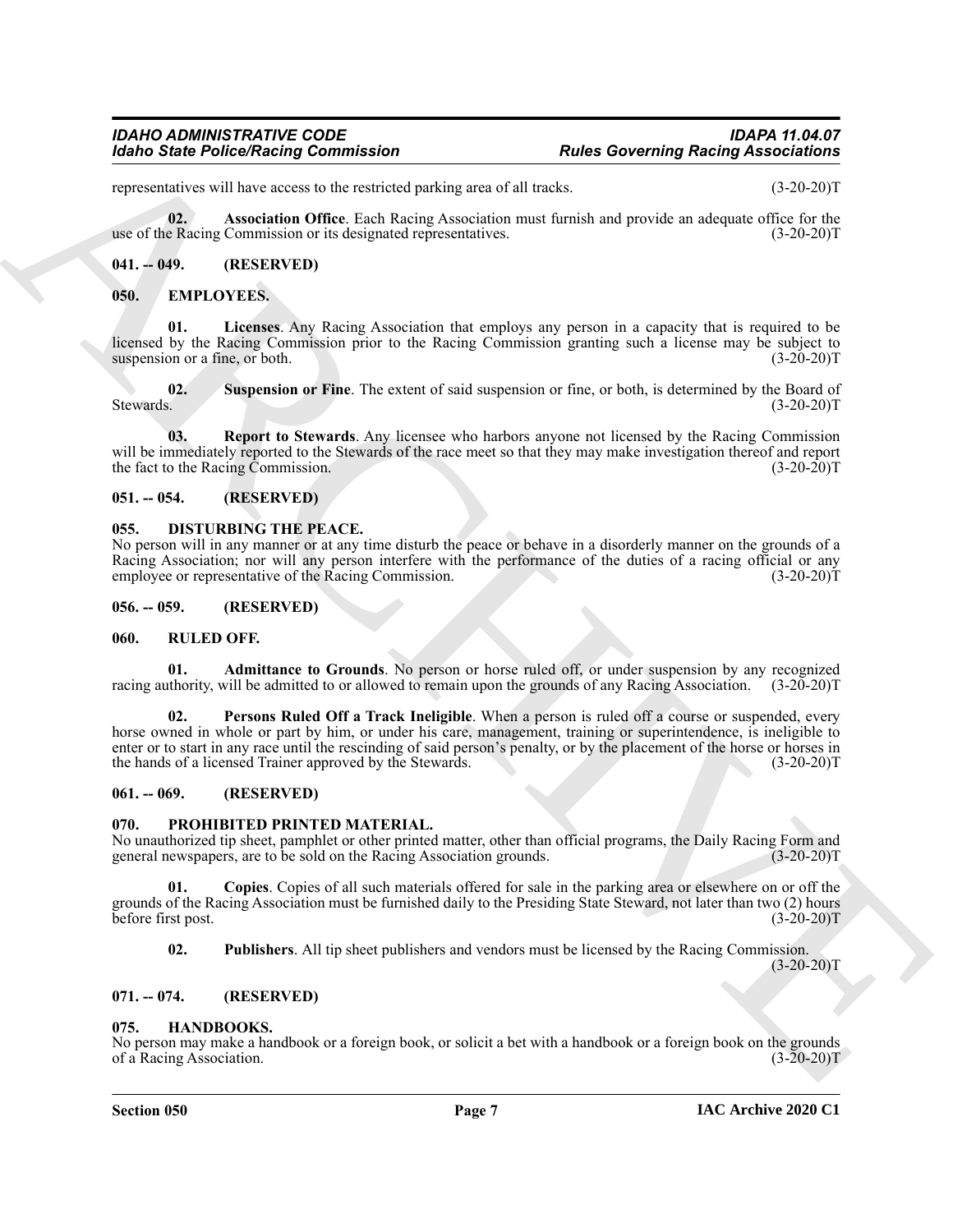representatives will have access to the restricted parking area of all tracks. (3-20-20)T

**02. Association Office**. Each Racing Association must furnish and provide an adequate office for the use of the Racing Commission or its designated representatives. (3-20-20)T

### 041. -- 049. (RESERVED)

### 050. EMPLOYEES.

**01. Licenses**. Any Racing Association that employs any person in a capacity that is required to be licensed by the Racing Commission prior to the Racing Commission granting such a license may be subject to suspension or a fine, or both. (3-20-20)T

**02. Suspension or Fine**. The extent of said suspension or fine, or both, is determined by the Board of Stewards. (3-20-20)T

**03. Report to Stewards**. Any licensee who harbors anyone not licensed by the Racing Commission will be immediately reported to the Stewards of the race meet so that they may make investigation thereof and report the fact to the Racing Commission. (3-20-20)T

### 051. -- 054. (RESERVED)

### 055. DISTURBING THE PEACE.

No person will in any manner or at any time disturb the peace or behave in a disorderly manner on the grounds of a Racing Association; nor will any person interfere with the performance of the duties of a racing official or any employee or representative of the Racing Commission. (3-20-20)T

### 056. -- 059. (RESERVED)

### 060. RULED OFF.

**01. Admittance to Grounds**. No person or horse ruled off, or under suspension by any recognized racing authority, will be admitted to or allowed to remain upon the grounds of any Racing Association. (3-20-20)T

**02. Persons Ruled Off a Track Ineligible**. When a person is ruled off a course or suspended, every horse owned in whole or part by him, or under his care, management, training or superintendence, is ineligible to enter or to start in any race until the rescinding of said person's penalty, or by the placement of the horse or horses in the hands of a licensed Trainer approved by the Stewards. (3-20-20)T

### 061. -- 069. (RESERVED)

### 070. PROHIBITED PRINTED MATERIAL.

No unauthorized tip sheet, pamphlet or other printed matter, other than official programs, the Daily Racing Form and general newspapers, are to be sold on the Racing Association grounds. (3-20-20)T

**01. Copies**. Copies of all such materials offered for sale in the parking area or elsewhere on or off the grounds of the Racing Association must be furnished daily to the Presiding State Steward, not later than two (2) hours before first post. (3-20-20)T

**02. Publishers**. All tip sheet publishers and vendors must be licensed by the Racing Commission. (3-20-20)T

### 071. -- 074. (RESERVED)

### 075. HANDBOOKS.

No person may make a handbook or a foreign book, or solicit a bet with a handbook or a foreign book on the grounds of a Racing Association. (3-20-20)T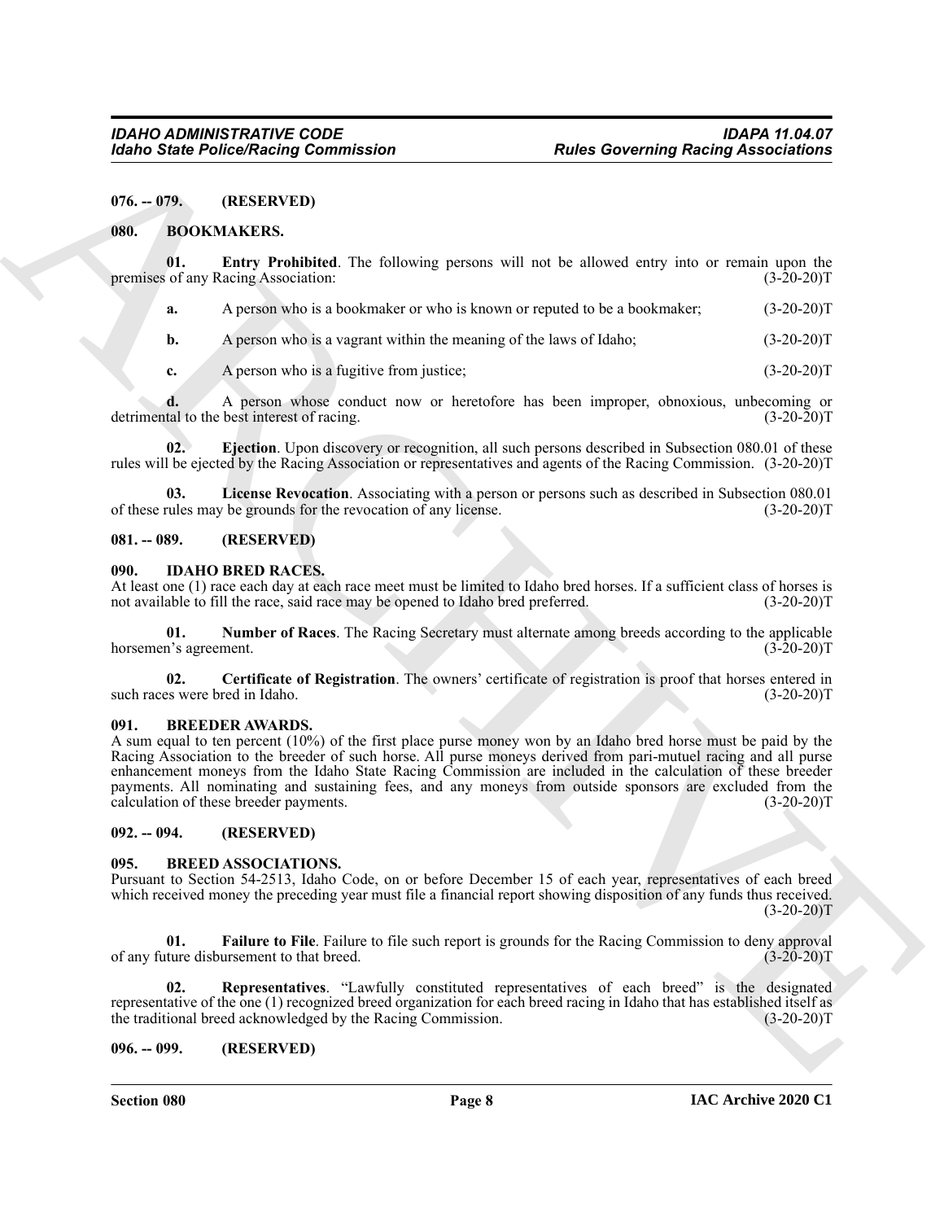## 076. -- 079. (RESERVED)

## 080. BOOKMAKERS.

**01. Entry Prohibited**. The following persons will not be allowed entry into or remain upon the premises of any Racing Association: (3-20-20)T

**a.** A person who is a bookmaker or who is known or reputed to be a bookmaker; (3-20-20)T

**b.** A person who is a vagrant within the meaning of the laws of Idaho; (3-20-20)T

**c.** A person who is a fugitive from justice; (3-20-20)T

**d.** A person whose conduct now or heretofore has been improper, obnoxious, unbecoming or detrimental to the best interest of racing. (3-20-20)T

**02. Ejection**. Upon discovery or recognition, all such persons described in Subsection 080.01 of these rules will be ejected by the Racing Association or representatives and agents of the Racing Commission. (3-20-20)T

**03. License Revocation**. Associating with a person or persons such as described in Subsection 080.01 of these rules may be grounds for the revocation of any license. (3-20-20)T

## 081. -- 089. (RESERVED)

## 090. IDAHO BRED RACES.

At least one (1) race each day at each race meet must be limited to Idaho bred horses. If a sufficient class of horses is not available to fill the race, said race may be opened to Idaho bred preferred. (3-20-20)T

**01. Number of Races**. The Racing Secretary must alternate among breeds according to the applicable horsemen's agreement. (3-20-20)T

**02. Certificate of Registration**. The owners' certificate of registration is proof that horses entered in such races were bred in Idaho. (3-20-20)T

## 091. BREEDER AWARDS.

A sum equal to ten percent (10%) of the first place purse money won by an Idaho bred horse must be paid by the Racing Association to the breeder of such horse. All purse moneys derived from pari-mutuel racing and all purse enhancement moneys from the Idaho State Racing Commission are included in the calculation of these breeder payments. All nominating and sustaining fees, and any moneys from outside sponsors are excluded from the calculation of these breeder payments. (3-20-20)T

## 092. -- 094. (RESERVED)

## 095. BREED ASSOCIATIONS.

Pursuant to Section 54-2513, Idaho Code, on or before December 15 of each year, representatives of each breed which received money the preceding year must file a financial report showing disposition of any funds thus received. (3-20-20)T

**01. Failure to File**. Failure to file such report is grounds for the Racing Commission to deny approval of any future disbursement to that breed. (3-20-20)T

**02. Representatives**. "Lawfully constituted representatives of each breed" is the designated representative of the one (1) recognized breed organization for each breed racing in Idaho that has established itself as the traditional breed acknowledged by the Racing Commission. (3-20-20)T

## 096. -- 099. (RESERVED)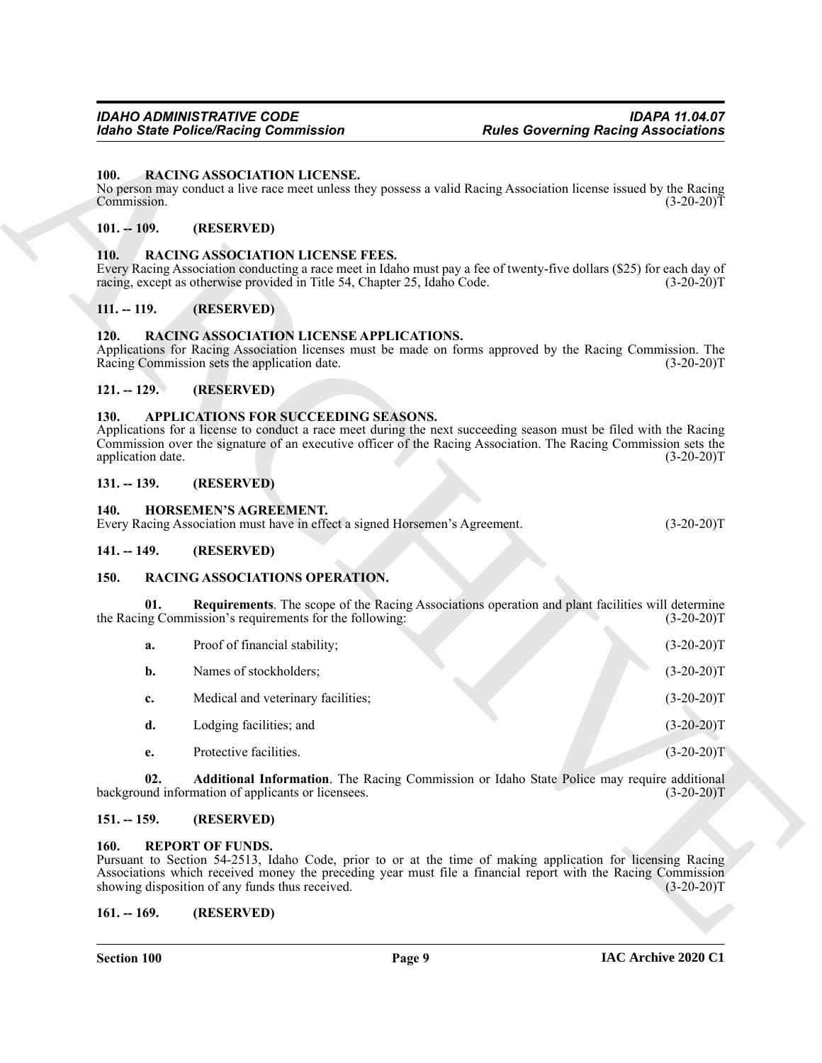### 100. RACING ASSOCIATION LICENSE.

No person may conduct a live race meet unless they possess a valid Racing Association license issued by the Racing Commission. (3-20-20)T

### 101. -- 109. (RESERVED)

### 110. RACING ASSOCIATION LICENSE FEES.

Every Racing Association conducting a race meet in Idaho must pay a fee of twenty-five dollars ($25) for each day of racing, except as otherwise provided in Title 54, Chapter 25, Idaho Code. (3-20-20)T

### 111. -- 119. (RESERVED)

### 120. RACING ASSOCIATION LICENSE APPLICATIONS.

Applications for Racing Association licenses must be made on forms approved by the Racing Commission. The Racing Commission sets the application date. (3-20-20)T

### 121. -- 129. (RESERVED)

### 130. APPLICATIONS FOR SUCCEEDING SEASONS.

Applications for a license to conduct a race meet during the next succeeding season must be filed with the Racing Commission over the signature of an executive officer of the Racing Association. The Racing Commission sets the application date. (3-20-20)T

### 131. -- 139. (RESERVED)

### 140. HORSEMEN'S AGREEMENT.

Every Racing Association must have in effect a signed Horsemen's Agreement. (3-20-20)T

### 141. -- 149. (RESERVED)

### 150. RACING ASSOCIATIONS OPERATION.

**01. Requirements**. The scope of the Racing Associations operation and plant facilities will determine the Racing Commission's requirements for the following: (3-20-20)T

**a.** Proof of financial stability; (3-20-20)T

**b.** Names of stockholders; (3-20-20)T

**c.** Medical and veterinary facilities; (3-20-20)T

**d.** Lodging facilities; and (3-20-20)T

**e.** Protective facilities. (3-20-20)T

**02. Additional Information**. The Racing Commission or Idaho State Police may require additional background information of applicants or licensees. (3-20-20)T

### 151. -- 159. (RESERVED)

### 160. REPORT OF FUNDS.

Pursuant to Section 54-2513, Idaho Code, prior to or at the time of making application for licensing Racing Associations which received money the preceding year must file a financial report with the Racing Commission showing disposition of any funds thus received. (3-20-20)T

### 161. -- 169. (RESERVED)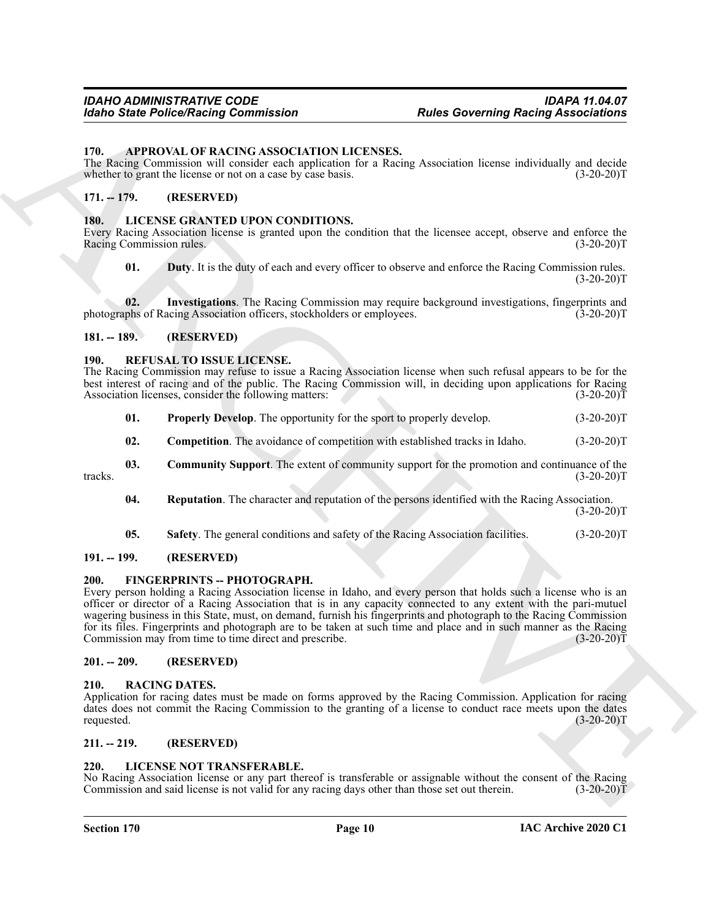## 170. APPROVAL OF RACING ASSOCIATION LICENSES.

The Racing Commission will consider each application for a Racing Association license individually and decide whether to grant the license or not on a case by case basis. (3-20-20)T

## 171. -- 179. (RESERVED)

## 180. LICENSE GRANTED UPON CONDITIONS.

Every Racing Association license is granted upon the condition that the licensee accept, observe and enforce the Racing Commission rules. (3-20-20)T

**01. Duty**. It is the duty of each and every officer to observe and enforce the Racing Commission rules. (3-20-20)T

**02. Investigations**. The Racing Commission may require background investigations, fingerprints and photographs of Racing Association officers, stockholders or employees. (3-20-20)T

## 181. -- 189. (RESERVED)

## 190. REFUSAL TO ISSUE LICENSE.

The Racing Commission may refuse to issue a Racing Association license when such refusal appears to be for the best interest of racing and of the public. The Racing Commission will, in deciding upon applications for Racing Association licenses, consider the following matters: (3-20-20)T

**01. Properly Develop**. The opportunity for the sport to properly develop. (3-20-20)T

**02. Competition**. The avoidance of competition with established tracks in Idaho. (3-20-20)T

**03. Community Support**. The extent of community support for the promotion and continuance of the tracks. (3-20-20)T

**04. Reputation**. The character and reputation of the persons identified with the Racing Association. (3-20-20)T

**05. Safety**. The general conditions and safety of the Racing Association facilities. (3-20-20)T

## 191. -- 199. (RESERVED)

## 200. FINGERPRINTS -- PHOTOGRAPH.

Every person holding a Racing Association license in Idaho, and every person that holds such a license who is an officer or director of a Racing Association that is in any capacity connected to any extent with the pari-mutuel wagering business in this State, must, on demand, furnish his fingerprints and photograph to the Racing Commission for its files. Fingerprints and photograph are to be taken at such time and place and in such manner as the Racing Commission may from time to time direct and prescribe. (3-20-20)T

## 201. -- 209. (RESERVED)

## 210. RACING DATES.

Application for racing dates must be made on forms approved by the Racing Commission. Application for racing dates does not commit the Racing Commission to the granting of a license to conduct race meets upon the dates requested. (3-20-20)T

## 211. -- 219. (RESERVED)

## 220. LICENSE NOT TRANSFERABLE.

No Racing Association license or any part thereof is transferable or assignable without the consent of the Racing Commission and said license is not valid for any racing days other than those set out therein. (3-20-20)T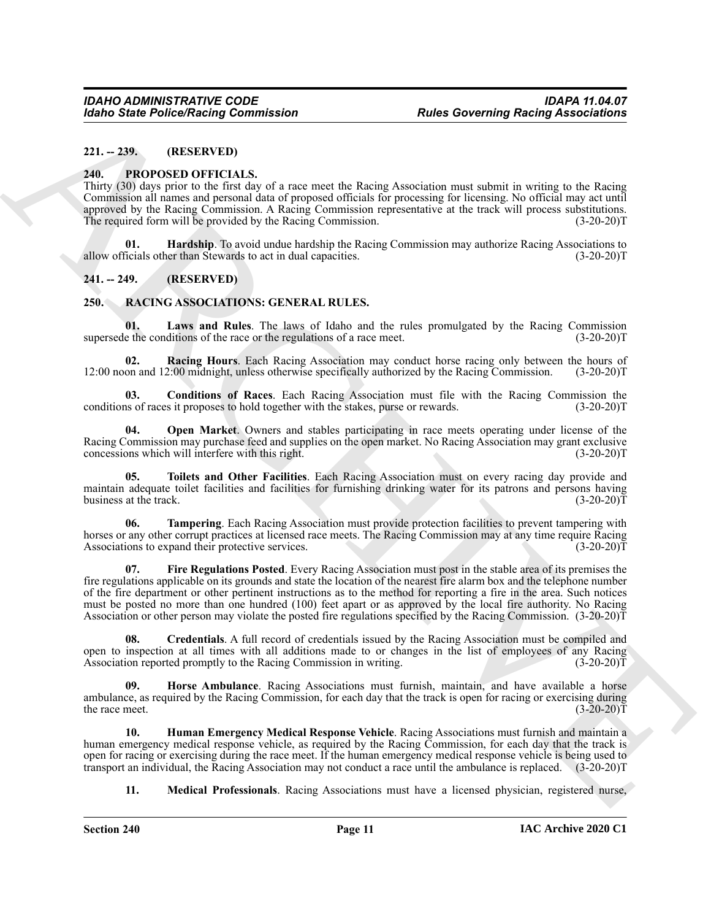**221. -- 239. (RESERVED)**

**240. PROPOSED OFFICIALS.**

Thirty (30) days prior to the first day of a race meet the Racing Association must submit in writing to the Racing Commission all names and personal data of proposed officials for processing for licensing. No official may act until approved by the Racing Commission. A Racing Commission representative at the track will process substitutions. The required form will be provided by the Racing Commission. (3-20-20)T

**01. Hardship**. To avoid undue hardship the Racing Commission may authorize Racing Associations to allow officials other than Stewards to act in dual capacities. (3-20-20)T

**241. -- 249. (RESERVED)**

**250. RACING ASSOCIATIONS: GENERAL RULES.**

**01. Laws and Rules**. The laws of Idaho and the rules promulgated by the Racing Commission supersede the conditions of the race or the regulations of a race meet. (3-20-20)T

**02. Racing Hours**. Each Racing Association may conduct horse racing only between the hours of 12:00 noon and 12:00 midnight, unless otherwise specifically authorized by the Racing Commission. (3-20-20)T

**03. Conditions of Races**. Each Racing Association must file with the Racing Commission the conditions of races it proposes to hold together with the stakes, purse or rewards. (3-20-20)T

**04. Open Market**. Owners and stables participating in race meets operating under license of the Racing Commission may purchase feed and supplies on the open market. No Racing Association may grant exclusive concessions which will interfere with this right. (3-20-20)T

**05. Toilets and Other Facilities**. Each Racing Association must on every racing day provide and maintain adequate toilet facilities and facilities for furnishing drinking water for its patrons and persons having business at the track. (3-20-20)T

**06. Tampering**. Each Racing Association must provide protection facilities to prevent tampering with horses or any other corrupt practices at licensed race meets. The Racing Commission may at any time require Racing Associations to expand their protective services. (3-20-20)T

**07. Fire Regulations Posted**. Every Racing Association must post in the stable area of its premises the fire regulations applicable on its grounds and state the location of the nearest fire alarm box and the telephone number of the fire department or other pertinent instructions as to the method for reporting a fire in the area. Such notices must be posted no more than one hundred (100) feet apart or as approved by the local fire authority. No Racing Association or other person may violate the posted fire regulations specified by the Racing Commission. (3-20-20)T

**08. Credentials**. A full record of credentials issued by the Racing Association must be compiled and open to inspection at all times with all additions made to or changes in the list of employees of any Racing Association reported promptly to the Racing Commission in writing. (3-20-20)T

**09. Horse Ambulance**. Racing Associations must furnish, maintain, and have available a horse ambulance, as required by the Racing Commission, for each day that the track is open for racing or exercising during the race meet. (3-20-20)T

**10. Human Emergency Medical Response Vehicle**. Racing Associations must furnish and maintain a human emergency medical response vehicle, as required by the Racing Commission, for each day that the track is open for racing or exercising during the race meet. If the human emergency medical response vehicle is being used to transport an individual, the Racing Association may not conduct a race until the ambulance is replaced. (3-20-20)T

**11. Medical Professionals**. Racing Associations must have a licensed physician, registered nurse,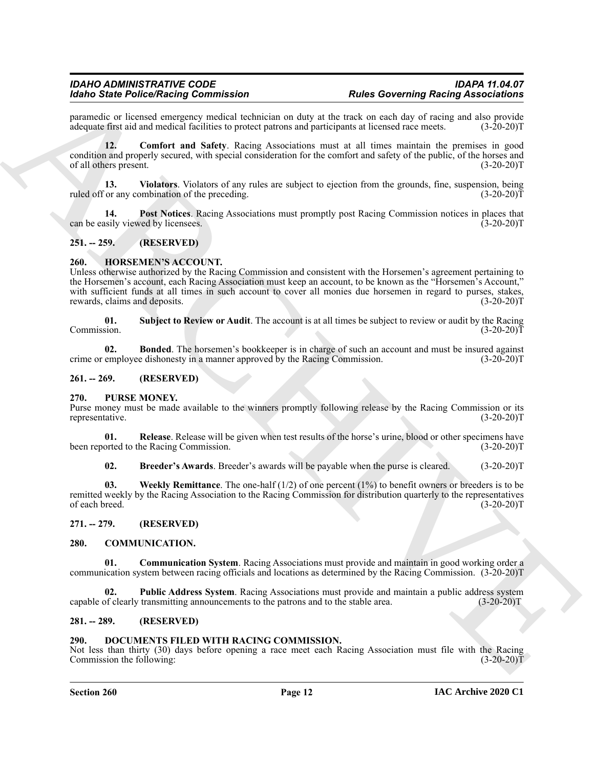paramedic or licensed emergency medical technician on duty at the track on each day of racing and also provide adequate first aid and medical facilities to protect patrons and participants at licensed race meets. (3-20-20)T

**12. Comfort and Safety**. Racing Associations must at all times maintain the premises in good condition and properly secured, with special consideration for the comfort and safety of the public, of the horses and of all others present. (3-20-20)T

**13. Violators**. Violators of any rules are subject to ejection from the grounds, fine, suspension, being ruled off or any combination of the preceding. (3-20-20)T

**14. Post Notices**. Racing Associations must promptly post Racing Commission notices in places that can be easily viewed by licensees. (3-20-20)T

## 251. -- 259. (RESERVED)

## 260. HORSEMEN'S ACCOUNT.

Unless otherwise authorized by the Racing Commission and consistent with the Horsemen's agreement pertaining to the Horsemen's account, each Racing Association must keep an account, to be known as the "Horsemen's Account," with sufficient funds at all times in such account to cover all monies due horsemen in regard to purses, stakes, rewards, claims and deposits. (3-20-20)T

**01. Subject to Review or Audit**. The account is at all times be subject to review or audit by the Racing Commission. (3-20-20)T

**02. Bonded**. The horsemen's bookkeeper is in charge of such an account and must be insured against crime or employee dishonesty in a manner approved by the Racing Commission. (3-20-20)T

## 261. -- 269. (RESERVED)

## 270. PURSE MONEY.

Purse money must be made available to the winners promptly following release by the Racing Commission or its representative. (3-20-20)T

**01. Release**. Release will be given when test results of the horse's urine, blood or other specimens have been reported to the Racing Commission. (3-20-20)T

**02. Breeder's Awards**. Breeder's awards will be payable when the purse is cleared. (3-20-20)T

**03. Weekly Remittance**. The one-half (1/2) of one percent (1%) to benefit owners or breeders is to be remitted weekly by the Racing Association to the Racing Commission for distribution quarterly to the representatives of each breed. (3-20-20)T

## 271. -- 279. (RESERVED)

## 280. COMMUNICATION.

**01. Communication System**. Racing Associations must provide and maintain in good working order a communication system between racing officials and locations as determined by the Racing Commission. (3-20-20)T

**02. Public Address System**. Racing Associations must provide and maintain a public address system capable of clearly transmitting announcements to the patrons and to the stable area. (3-20-20)T

## 281. -- 289. (RESERVED)

## 290. DOCUMENTS FILED WITH RACING COMMISSION.

Not less than thirty (30) days before opening a race meet each Racing Association must file with the Racing Commission the following: (3-20-20)T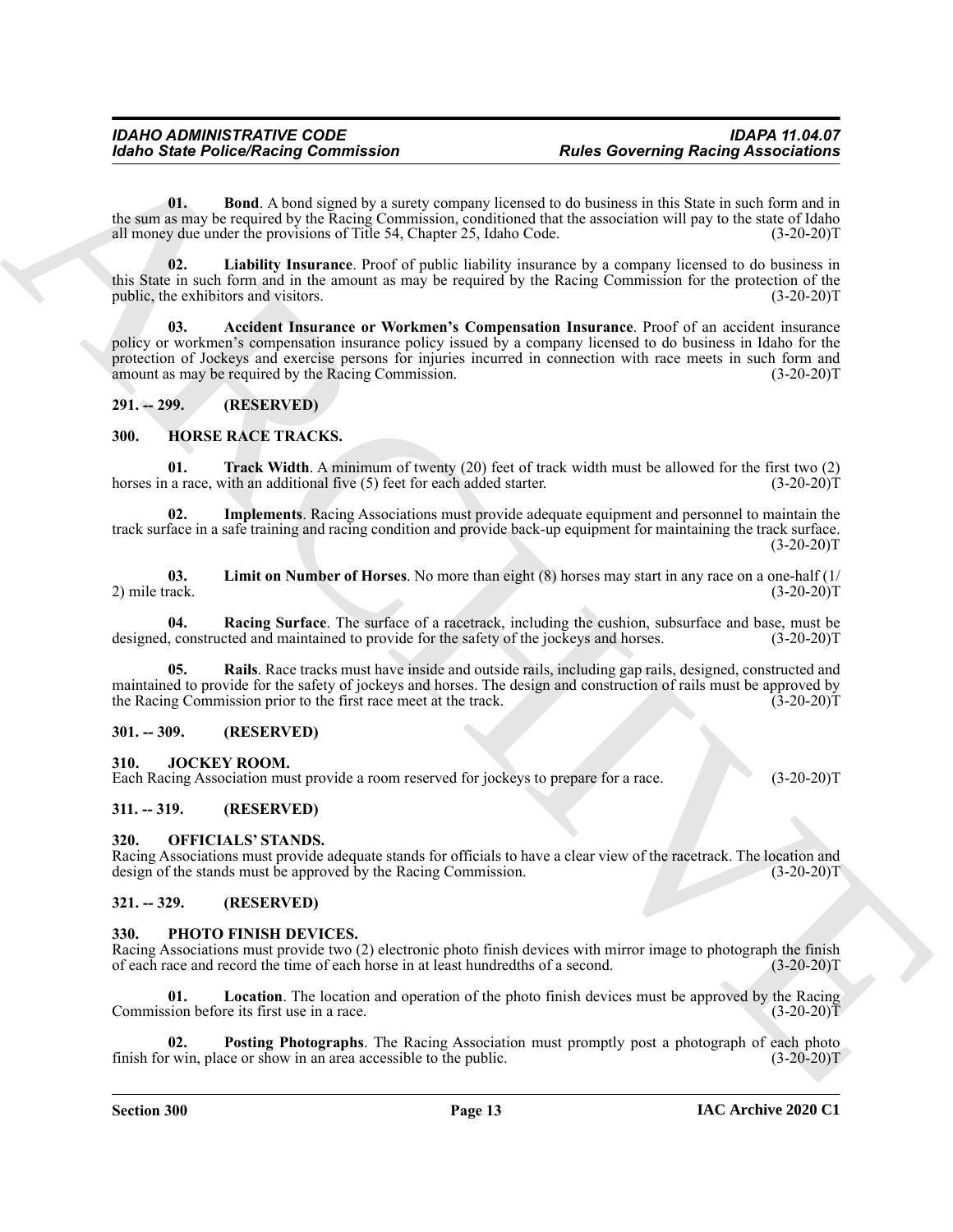**01. Bond**. A bond signed by a surety company licensed to do business in this State in such form and in the sum as may be required by the Racing Commission, conditioned that the association will pay to the state of Idaho all money due under the provisions of Title 54, Chapter 25, Idaho Code. (3-20-20)T

**02. Liability Insurance**. Proof of public liability insurance by a company licensed to do business in this State in such form and in the amount as may be required by the Racing Commission for the protection of the public, the exhibitors and visitors. (3-20-20)T

**03. Accident Insurance or Workmen's Compensation Insurance**. Proof of an accident insurance policy or workmen's compensation insurance policy issued by a company licensed to do business in Idaho for the protection of Jockeys and exercise persons for injuries incurred in connection with race meets in such form and amount as may be required by the Racing Commission. (3-20-20)T

## 291. -- 299. (RESERVED)

## 300. HORSE RACE TRACKS.

**01. Track Width**. A minimum of twenty (20) feet of track width must be allowed for the first two (2) horses in a race, with an additional five (5) feet for each added starter. (3-20-20)T

**02. Implements**. Racing Associations must provide adequate equipment and personnel to maintain the track surface in a safe training and racing condition and provide back-up equipment for maintaining the track surface. (3-20-20)T

**03. Limit on Number of Horses**. No more than eight (8) horses may start in any race on a one-half (1/2) mile track. (3-20-20)T

**04. Racing Surface**. The surface of a racetrack, including the cushion, subsurface and base, must be designed, constructed and maintained to provide for the safety of the jockeys and horses. (3-20-20)T

**05. Rails**. Race tracks must have inside and outside rails, including gap rails, designed, constructed and maintained to provide for the safety of jockeys and horses. The design and construction of rails must be approved by the Racing Commission prior to the first race meet at the track. (3-20-20)T

## 301. -- 309. (RESERVED)

## 310. JOCKEY ROOM.

Each Racing Association must provide a room reserved for jockeys to prepare for a race. (3-20-20)T

## 311. -- 319. (RESERVED)

## 320. OFFICIALS' STANDS.

Racing Associations must provide adequate stands for officials to have a clear view of the racetrack. The location and design of the stands must be approved by the Racing Commission. (3-20-20)T

## 321. -- 329. (RESERVED)

## 330. PHOTO FINISH DEVICES.

Racing Associations must provide two (2) electronic photo finish devices with mirror image to photograph the finish of each race and record the time of each horse in at least hundredths of a second. (3-20-20)T

**01. Location**. The location and operation of the photo finish devices must be approved by the Racing Commission before its first use in a race. (3-20-20)T

**02. Posting Photographs**. The Racing Association must promptly post a photograph of each photo finish for win, place or show in an area accessible to the public. (3-20-20)T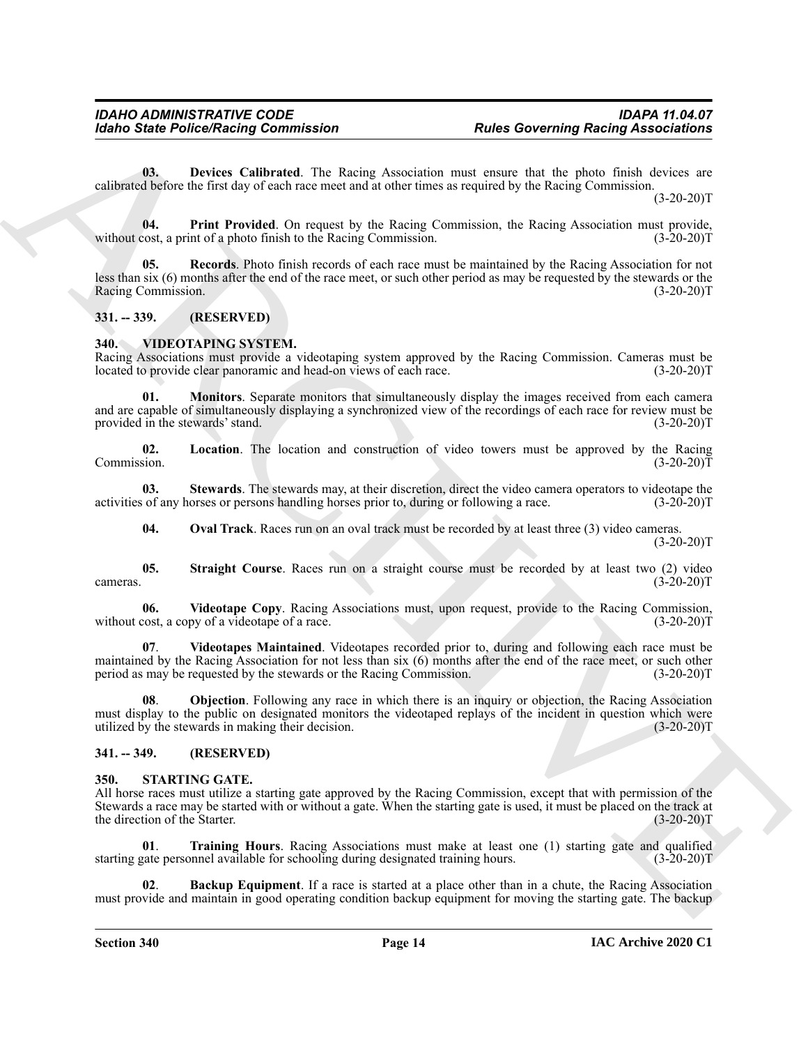**03. Devices Calibrated**. The Racing Association must ensure that the photo finish devices are calibrated before the first day of each race meet and at other times as required by the Racing Commission. (3-20-20)T

**04. Print Provided**. On request by the Racing Commission, the Racing Association must provide, without cost, a print of a photo finish to the Racing Commission. (3-20-20)T

**05. Records**. Photo finish records of each race must be maintained by the Racing Association for not less than six (6) months after the end of the race meet, or such other period as may be requested by the stewards or the Racing Commission. (3-20-20)T

## 331. -- 339. (RESERVED)

## 340. VIDEOTAPING SYSTEM.

Racing Associations must provide a videotaping system approved by the Racing Commission. Cameras must be located to provide clear panoramic and head-on views of each race. (3-20-20)T

**01. Monitors**. Separate monitors that simultaneously display the images received from each camera and are capable of simultaneously displaying a synchronized view of the recordings of each race for review must be provided in the stewards' stand. (3-20-20)T

**02. Location**. The location and construction of video towers must be approved by the Racing Commission. (3-20-20)T

**03. Stewards**. The stewards may, at their discretion, direct the video camera operators to videotape the activities of any horses or persons handling horses prior to, during or following a race. (3-20-20)T

**04. Oval Track**. Races run on an oval track must be recorded by at least three (3) video cameras. (3-20-20)T

**05. Straight Course**. Races run on a straight course must be recorded by at least two (2) video cameras. (3-20-20)T

**06. Videotape Copy**. Racing Associations must, upon request, provide to the Racing Commission, without cost, a copy of a videotape of a race. (3-20-20)T

**07**. **Videotapes Maintained**. Videotapes recorded prior to, during and following each race must be maintained by the Racing Association for not less than six (6) months after the end of the race meet, or such other period as may be requested by the stewards or the Racing Commission. (3-20-20)T

**08**. **Objection**. Following any race in which there is an inquiry or objection, the Racing Association must display to the public on designated monitors the videotaped replays of the incident in question which were utilized by the stewards in making their decision. (3-20-20)T

## 341. -- 349. (RESERVED)

## 350. STARTING GATE.

All horse races must utilize a starting gate approved by the Racing Commission, except that with permission of the Stewards a race may be started with or without a gate. When the starting gate is used, it must be placed on the track at the direction of the Starter. (3-20-20)T

**01**. **Training Hours**. Racing Associations must make at least one (1) starting gate and qualified starting gate personnel available for schooling during designated training hours. (3-20-20)T

**02**. **Backup Equipment**. If a race is started at a place other than in a chute, the Racing Association must provide and maintain in good operating condition backup equipment for moving the starting gate. The backup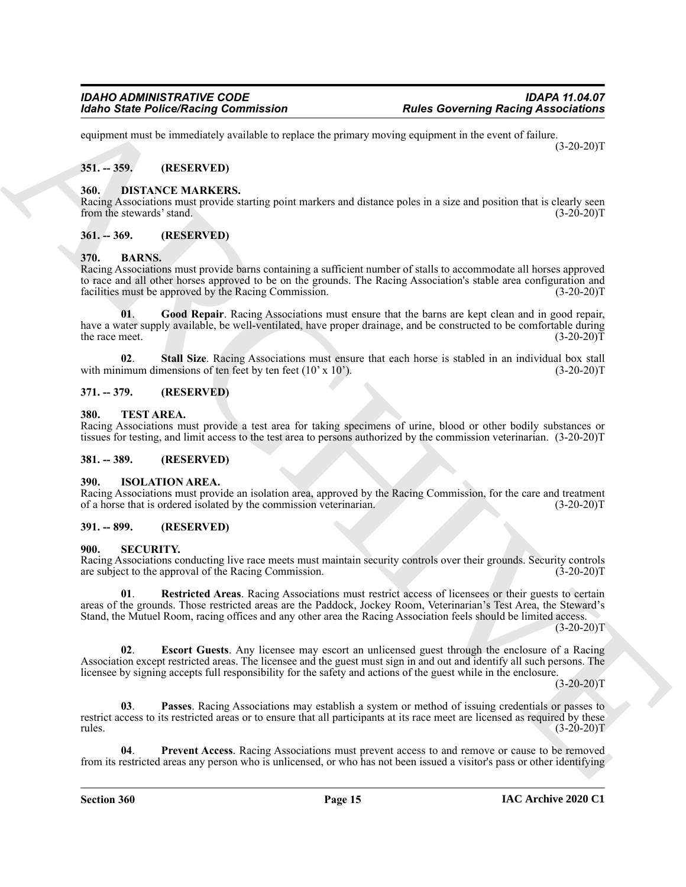equipment must be immediately available to replace the primary moving equipment in the event of failure. (3-20-20)T

## 351. -- 359. (RESERVED)

## 360. DISTANCE MARKERS.

Racing Associations must provide starting point markers and distance poles in a size and position that is clearly seen from the stewards' stand. (3-20-20)T

## 361. -- 369. (RESERVED)

## 370. BARNS.

Racing Associations must provide barns containing a sufficient number of stalls to accommodate all horses approved to race and all other horses approved to be on the grounds. The Racing Association's stable area configuration and facilities must be approved by the Racing Commission. (3-20-20)T

**01**. **Good Repair**. Racing Associations must ensure that the barns are kept clean and in good repair, have a water supply available, be well-ventilated, have proper drainage, and be constructed to be comfortable during the race meet. (3-20-20)T

**02**. **Stall Size**. Racing Associations must ensure that each horse is stabled in an individual box stall with minimum dimensions of ten feet by ten feet (10' x 10'). (3-20-20)T

## 371. -- 379. (RESERVED)

## 380. TEST AREA.

Racing Associations must provide a test area for taking specimens of urine, blood or other bodily substances or tissues for testing, and limit access to the test area to persons authorized by the commission veterinarian. (3-20-20)T

## 381. -- 389. (RESERVED)

## 390. ISOLATION AREA.

Racing Associations must provide an isolation area, approved by the Racing Commission, for the care and treatment of a horse that is ordered isolated by the commission veterinarian. (3-20-20)T

## 391. -- 899. (RESERVED)

## 900. SECURITY.

Racing Associations conducting live race meets must maintain security controls over their grounds. Security controls are subject to the approval of the Racing Commission. (3-20-20)T

**01**. **Restricted Areas**. Racing Associations must restrict access of licensees or their guests to certain areas of the grounds. Those restricted areas are the Paddock, Jockey Room, Veterinarian's Test Area, the Steward's Stand, the Mutuel Room, racing offices and any other area the Racing Association feels should be limited access. (3-20-20)T

**02**. **Escort Guests**. Any licensee may escort an unlicensed guest through the enclosure of a Racing Association except restricted areas. The licensee and the guest must sign in and out and identify all such persons. The licensee by signing accepts full responsibility for the safety and actions of the guest while in the enclosure. (3-20-20)T

**03**. **Passes**. Racing Associations may establish a system or method of issuing credentials or passes to restrict access to its restricted areas or to ensure that all participants at its race meet are licensed as required by these rules. (3-20-20)T

**04**. **Prevent Access**. Racing Associations must prevent access to and remove or cause to be removed from its restricted areas any person who is unlicensed, or who has not been issued a visitor's pass or other identifying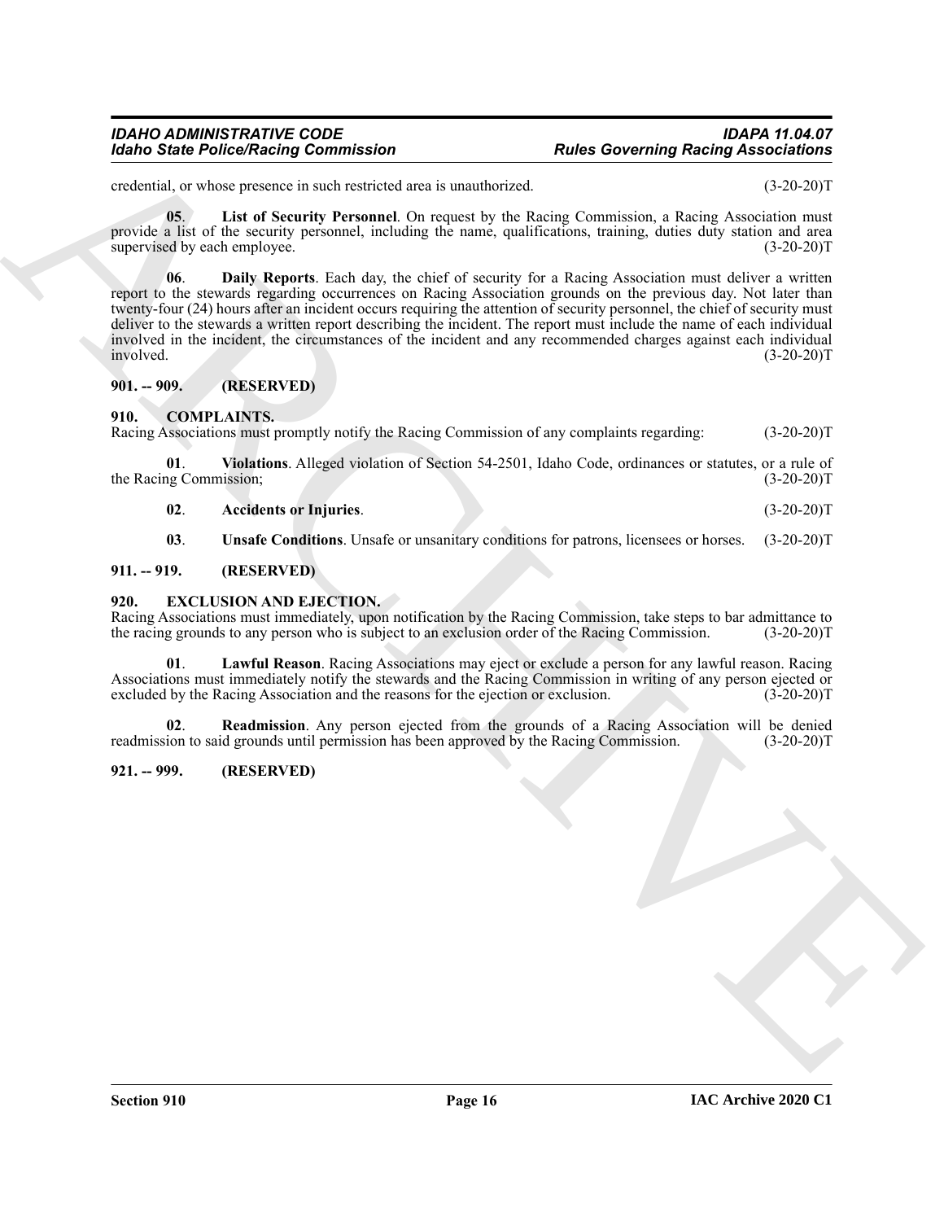credential, or whose presence in such restricted area is unauthorized. (3-20-20)T

**05**. **List of Security Personnel**. On request by the Racing Commission, a Racing Association must provide a list of the security personnel, including the name, qualifications, training, duties duty station and area supervised by each employee. (3-20-20)T

**06**. **Daily Reports**. Each day, the chief of security for a Racing Association must deliver a written report to the stewards regarding occurrences on Racing Association grounds on the previous day. Not later than twenty-four (24) hours after an incident occurs requiring the attention of security personnel, the chief of security must deliver to the stewards a written report describing the incident. The report must include the name of each individual involved in the incident, the circumstances of the incident and any recommended charges against each individual involved. (3-20-20)T

## 901. -- 909. (RESERVED)

## 910. COMPLAINTS.

Racing Associations must promptly notify the Racing Commission of any complaints regarding: (3-20-20)T

**01**. **Violations**. Alleged violation of Section 54-2501, Idaho Code, ordinances or statutes, or a rule of the Racing Commission; (3-20-20)T

**02**. **Accidents or Injuries**. (3-20-20)T

**03**. **Unsafe Conditions**. Unsafe or unsanitary conditions for patrons, licensees or horses. (3-20-20)T

## 911. -- 919. (RESERVED)

## 920. EXCLUSION AND EJECTION.

Racing Associations must immediately, upon notification by the Racing Commission, take steps to bar admittance to the racing grounds to any person who is subject to an exclusion order of the Racing Commission. (3-20-20)T

**01**. **Lawful Reason**. Racing Associations may eject or exclude a person for any lawful reason. Racing Associations must immediately notify the stewards and the Racing Commission in writing of any person ejected or excluded by the Racing Association and the reasons for the ejection or exclusion. (3-20-20)T

**02**. **Readmission**. Any person ejected from the grounds of a Racing Association will be denied readmission to said grounds until permission has been approved by the Racing Commission. (3-20-20)T

## 921. -- 999. (RESERVED)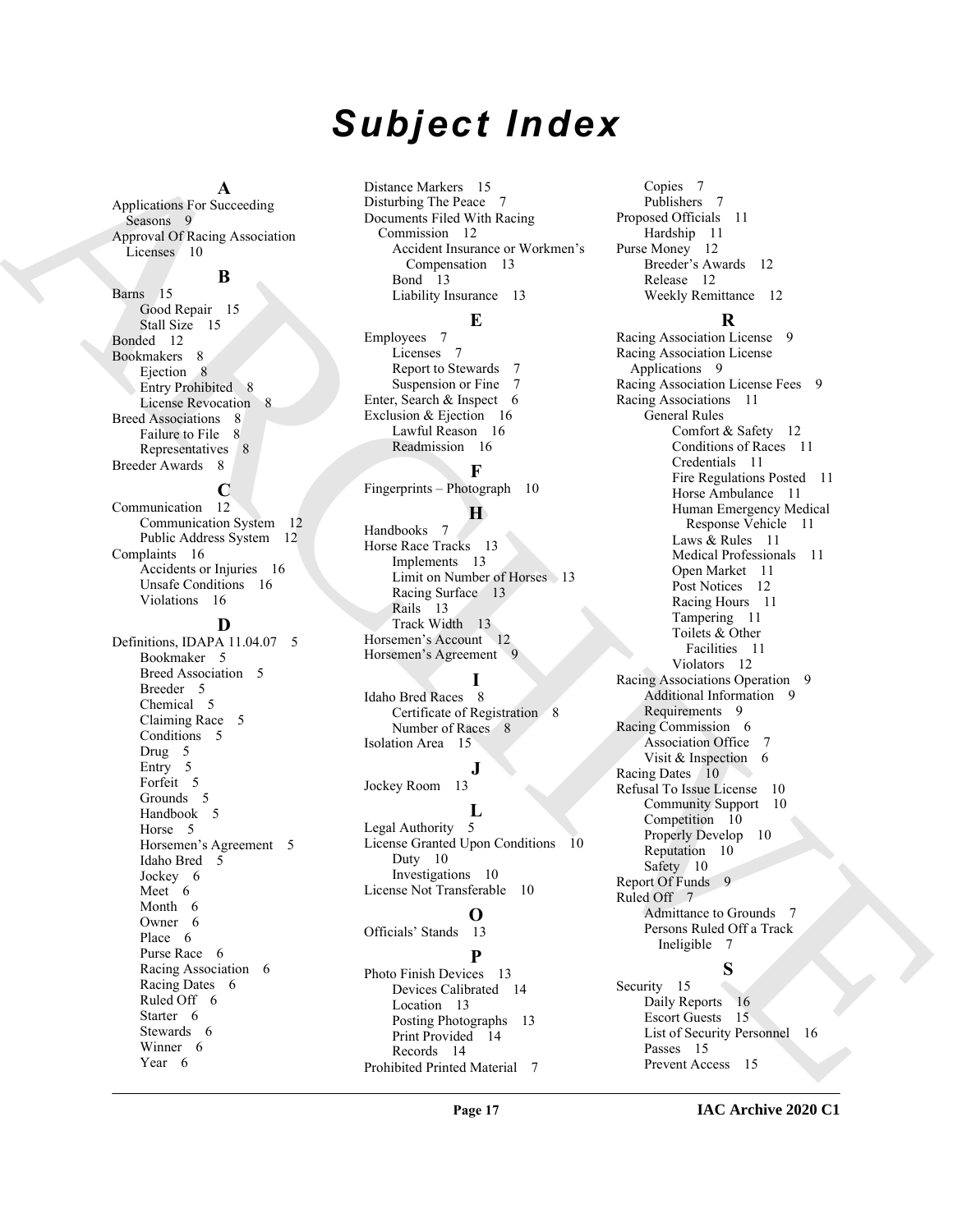# Subject Index

**A**

Applications For Succeeding Seasons 9
Approval Of Racing Association Licenses 10

**B**

Barns 15
- Good Repair 15
- Stall Size 15

Bonded 12
Bookmakers 8
- Ejection 8
- Entry Prohibited 8
- License Revocation 8

Breed Associations 8
- Failure to File 8
- Representatives 8

Breeder Awards 8

**C**

Communication 12
- Communication System 12
- Public Address System 12

Complaints 16
- Accidents or Injuries 16
- Unsafe Conditions 16
- Violations 16

**D**

Definitions, IDAPA 11.04.07 5
- Bookmaker 5
- Breed Association 5
- Breeder 5
- Chemical 5
- Claiming Race 5
- Conditions 5
- Drug 5
- Entry 5
- Forfeit 5
- Grounds 5
- Handbook 5
- Horse 5
- Horsemen's Agreement 5
- Idaho Bred 5
- Jockey 6
- Meet 6
- Month 6
- Owner 6
- Place 6
- Purse Race 6
- Racing Association 6
- Racing Dates 6
- Ruled Off 6
- Starter 6
- Stewards 6
- Winner 6
- Year 6

Distance Markers 15
Disturbing The Peace 7
Documents Filed With Racing Commission 12
- Accident Insurance or Workmen's Compensation 13
- Bond 13
- Liability Insurance 13

**E**

Employees 7
- Licenses 7
- Report to Stewards 7
- Suspension or Fine 7

Enter, Search & Inspect 6
Exclusion & Ejection 16
- Lawful Reason 16
- Readmission 16

**F**

Fingerprints – Photograph 10

**H**

Handbooks 7
Horse Race Tracks 13
- Implements 13
- Limit on Number of Horses 13
- Racing Surface 13
- Rails 13
- Track Width 13

Horsemen's Account 12
Horsemen's Agreement 9

**I**

Idaho Bred Races 8
- Certificate of Registration 8
- Number of Races 8

Isolation Area 15

**J**

Jockey Room 13

**L**

Legal Authority 5
License Granted Upon Conditions 10
- Duty 10
- Investigations 10

License Not Transferable 10

**O**

Officials' Stands 13

**P**

Photo Finish Devices 13
- Devices Calibrated 14
- Location 13
- Posting Photographs 13
- Print Provided 14
- Records 14

Prohibited Printed Material 7
- Copies 7
- Publishers 7

Proposed Officials 11
- Hardship 11

Purse Money 12
- Breeder's Awards 12
- Release 12
- Weekly Remittance 12

**R**

Racing Association License 9
Racing Association License Applications 9
Racing Association License Fees 9
Racing Associations 11
- General Rules
  - Comfort & Safety 12
  - Conditions of Races 11
  - Credentials 11
  - Fire Regulations Posted 11
  - Horse Ambulance 11
  - Human Emergency Medical Response Vehicle 11
  - Laws & Rules 11
  - Medical Professionals 11
  - Open Market 11
  - Post Notices 12
  - Racing Hours 11
  - Tampering 11
  - Toilets & Other Facilities 11
  - Violators 12

Racing Associations Operation 9
- Additional Information 9
- Requirements 9

Racing Commission 6
- Association Office 7
- Visit & Inspection 6

Racing Dates 10
Refusal To Issue License 10
- Community Support 10
- Competition 10
- Properly Develop 10
- Reputation 10
- Safety 10

Report Of Funds 9
Ruled Off 7
- Admittance to Grounds 7
- Persons Ruled Off a Track Ineligible 7

**S**

Security 15
- Daily Reports 16
- Escort Guests 15
- List of Security Personnel 16
- Passes 15
- Prevent Access 15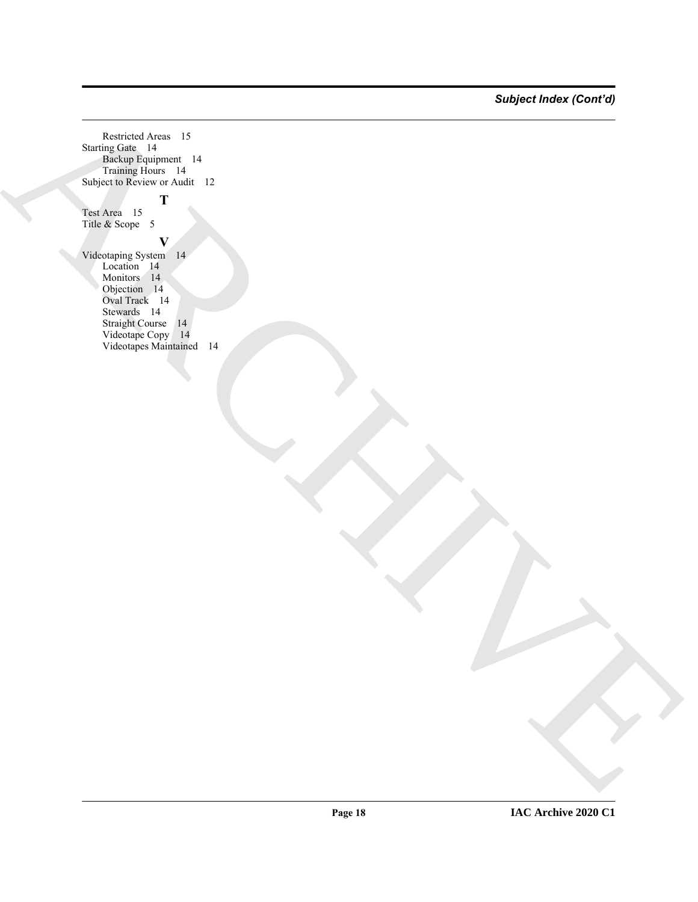Restricted Areas 15

Starting Gate 14

- Backup Equipment 14
- Training Hours 14

Subject to Review or Audit 12

**T**

Test Area 15

Title & Scope 5

**V**

Videotaping System 14

- Location 14
- Monitors 14
- Objection 14
- Oval Track 14
- Stewards 14
- Straight Course 14
- Videotape Copy 14
- Videotapes Maintained 14